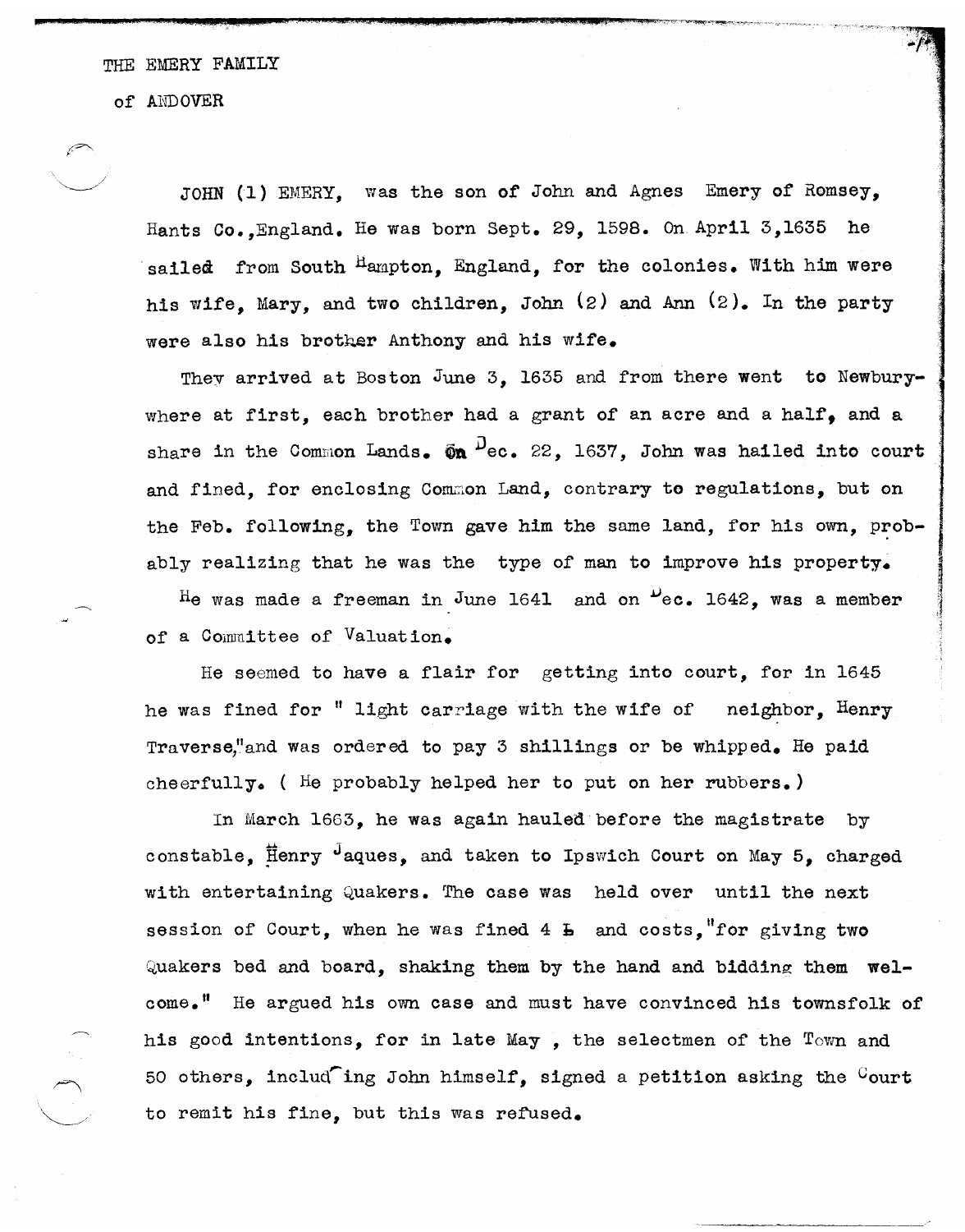# THE EMERY FAMILY

## of ANDOVER

JOHN (1) EMERY, was the son of John and Agnes Emery of Romsey, Hants Co.,England. He was born Sept. 29, 1598. On April 3,1635 he sailed from South Hampton, England, for the colonies. With him were his wife, Mary, and two children, John (2) and Ann (2). In the party were also his brother Anthony and his wife.

They arrived at Boston June 3, 1635 and from there went to Newbury- where at first, each brother had a grant of an acre and a half, and a share in the Common Lands. On Dec. 22, 1637, John was hailed into court and fined, for enclosing Common Land, contrary to regulations, but on the Feb. following, the Town gave him the same land, for his own, probably realizing that he was the type of man to improve his property.

He was made a freeman in June 1641 and on Dec. 1642, was a member of a Committee of Valuation.

He seemed to have a flair for getting into court, for in 1645 he was fined for " light carriage with the wife of neighbor, Henry Traverse,"and was ordered to pay 3 shillings or be whipped. He paid cheerfully. ( He probably helped her to put on her rubbers.)

In March 1663, he was again hauled before the magistrate by constable, Henry Jaques, and taken to Ipswich Court on May 5, charged with entertaining Quakers. The case was held over until the next session of Court, when he was fined 4 £ and costs,"for giving two Quakers bed and board, shaking them by the hand and bidding them welcome." He argued his own case and must have convinced his townsfolk of his good intentions, for in late May , the selectmen of the Town and 50 others, including John himself, signed a petition asking the Court to remit his fine, but this was refused.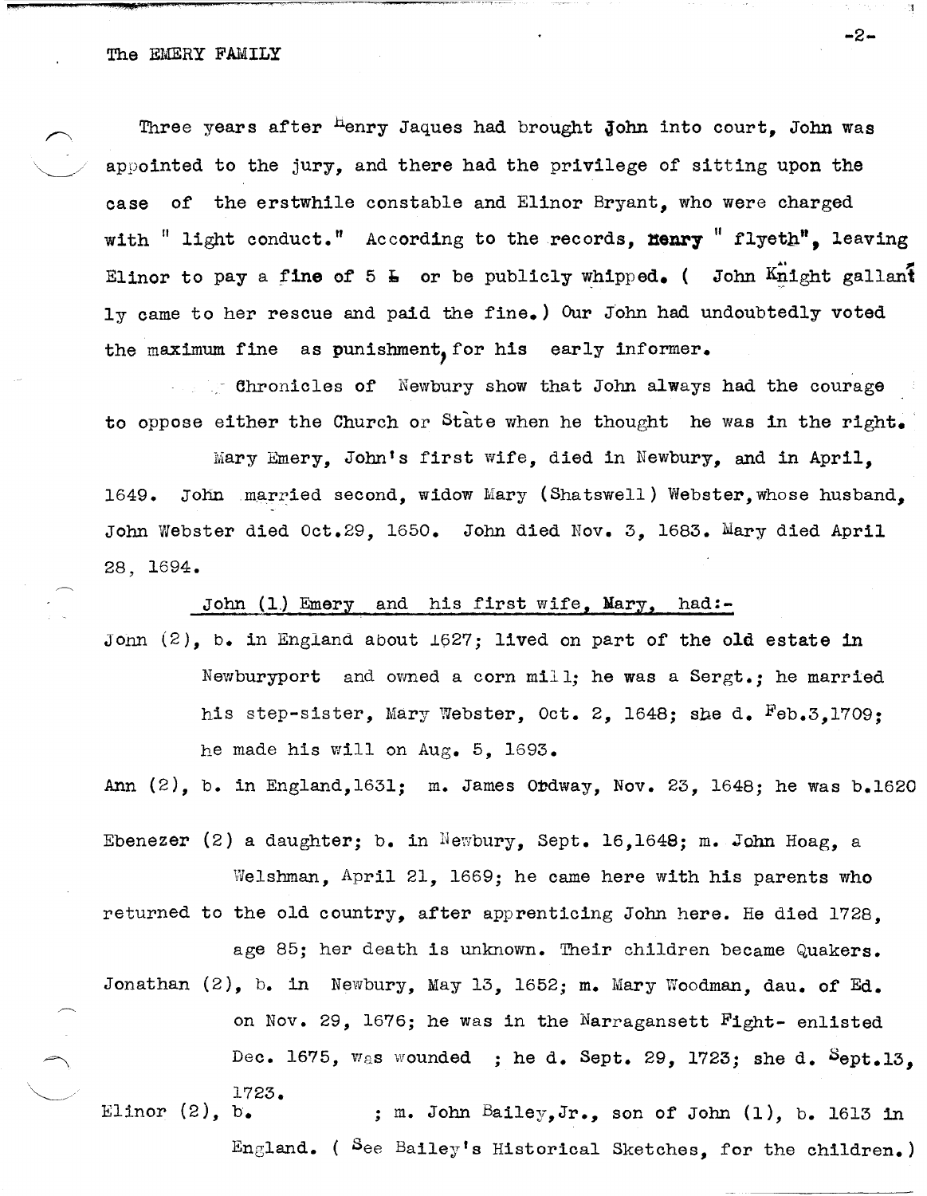Three years after Henry Jaques had brought John into court, John was appointed to the jury, and there had the privilege of sitting upon the case of the erstwhile constable and Elinor Bryant, who were charged with " light conduct." According to the records, **Henry** " flyeth", leaving Elinor to pay a fine of 5 £ or be publicly whipped. ( John Knight gallantly came to her rescue and paid the fine.) Our John had undoubtedly voted the maximum fine as punishment, for his early informer.

Chronicles of Newbury show that John always had the courage to oppose either the Church or State when he thought he was in the right.

Mary Emery, John's first wife, died in Newbury, and in April, 1649. John married second, widow Mary (Shatswell) Webster, whose husband, John Webster died Oct.29, 1650. John died Nov. 3, 1683. Mary died April 28, 1694.

John (1) Emery and his first wife, Mary, had:-

John (2), b. in England about 1627; lived on part of the old estate in Newburyport and owned a corn mill; he was a Sergt.; he married his step-sister, Mary Webster, Oct. 2, 1648; she d. Feb.3,1709; he made his will on Aug. 5, 1693.

Ann (2), b. in England,1631; m. James Ordway, Nov. 23, 1648; he was b.1620

Ebenezer (2) a daughter; b. in Newbury, Sept. 16,1648; m. John Hoag, a Welshman, April 21, 1669; he came here with his parents who returned to the old country, after apprenticing John here. He died 1728, age 85; her death is unknown. Their children became Quakers.

Jonathan (2), b. in Newbury, May 13, 1652; m. Mary Woodman, dau. of Ed. on Nov. 29, 1676; he was in the Narragansett Fight- enlisted Dec. 1675, was wounded ; he d. Sept. 29, 1723; she d. Sept.13, 1723.

Elinor (2), b. ; m. John Bailey,Jr., son of John (1), b. 1613 in England. ( See Bailey's Historical Sketches, for the children.)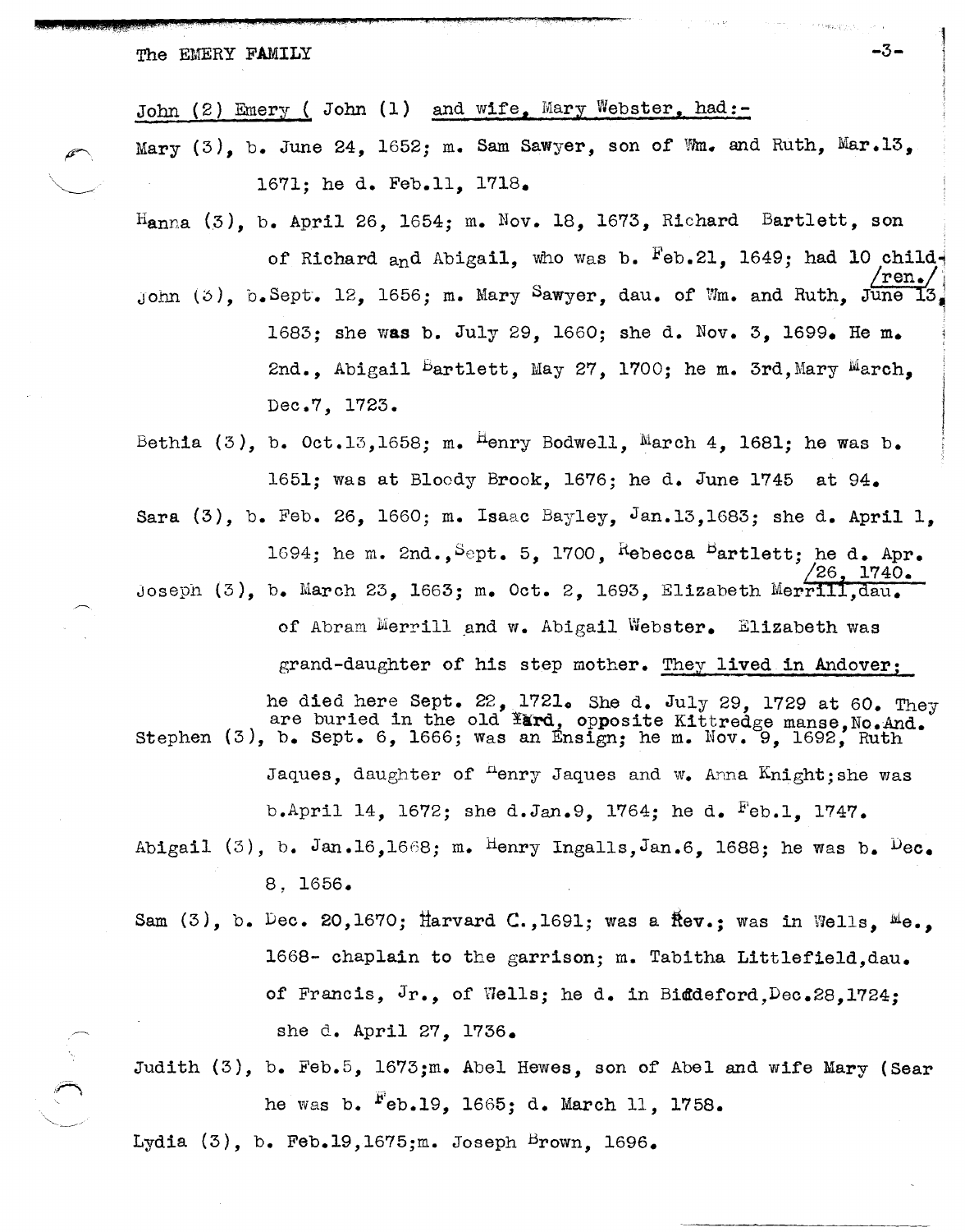John (2) Emery ( John (1) and wife, Mary Webster, had:-

Mary (3), b. June 24, 1652; m. Sam Sawyer, son of Wm. and Ruth, Mar.13, 1671; he d. Feb.11, 1718.

Hanna (3), b. April 26, 1654; m. Nov. 18, 1673, Richard Bartlett, son of Richard and Abigail, who was b. Feb.21, 1649; had 10 children.

John (3), b.Sept. 12, 1656; m. Mary Sawyer, dau. of Wm. and Ruth, June 13, 1683; she was b. July 29, 1660; she d. Nov. 3, 1699. He m. 2nd., Abigail Bartlett, May 27, 1700; he m. 3rd, Mary March, Dec.7, 1723.

Bethia (3), b. Oct.13,1658; m. Henry Bodwell, March 4, 1681; he was b. 1651; was at Bloody Brook, 1676; he d. June 1745 at 94.

Sara (3), b. Feb. 26, 1660; m. Isaac Bayley, Jan.13,1683; she d. April 1, 1694; he m. 2nd., Sept. 5, 1700, Rebecca Bartlett; he d. Apr. 26, 1740.

Joseph (3), b. March 23, 1663; m. Oct. 2, 1693, Elizabeth Merrill, dau. of Abram Merrill and w. Abigail Webster. Elizabeth was grand-daughter of his step mother. They lived in Andover; he died here Sept. 22, 1721. She d. July 29, 1729 at 60. They are buried in the old Yard, opposite Kittredge manse, No.And.

Stephen (3), b. Sept. 6, 1666; was an Ensign; he m. Nov. 9, 1692, Ruth Jaques, daughter of Henry Jaques and w. Anna Knight; she was b.April 14, 1672; she d.Jan.9, 1764; he d. Feb.1, 1747.

Abigail (3), b. Jan.16,1668; m. Henry Ingalls, Jan.6, 1688; he was b. Dec. 8, 1656.

Sam (3), b. Dec. 20,1670; Harvard C.,1691; was a Rev.; was in Wells, Me., 1668- chaplain to the garrison; m. Tabitha Littlefield, dau. of Francis, Jr., of Wells; he d. in Biddeford, Dec.28,1724; she d. April 27, 1736.

Judith (3), b. Feb.5, 1673; m. Abel Hewes, son of Abel and wife Mary (Sear he was b. Feb.19, 1665; d. March 11, 1758.

Lydia (3), b. Feb.19,1675; m. Joseph Brown, 1696.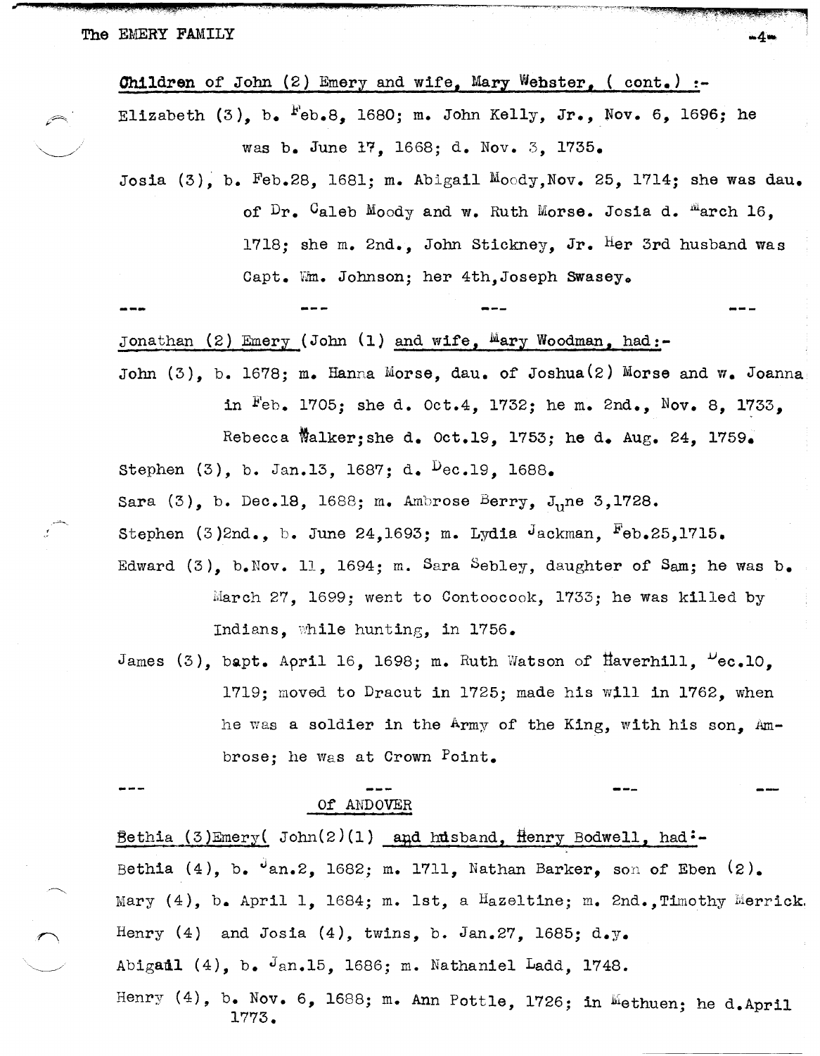Children of John (2) Emery and wife, Mary Webster, ( cont.) :-

Elizabeth (3), b. Feb.8, 1680; m. John Kelly, Jr., Nov. 6, 1696; he was b. June 17, 1668; d. Nov. 3, 1735.

Josia (3), b. Feb.28, 1681; m. Abigail Moody, Nov. 25, 1714; she was dau. of Dr. Caleb Moody and w. Ruth Morse. Josia d. March 16, 1718; she m. 2nd., John Stickney, Jr. Her 3rd husband was Capt. Wm. Johnson; her 4th, Joseph Swasey.

--- --- --- ---

Jonathan (2) Emery (John (1) and wife, Mary Woodman, had:-

John (3), b. 1678; m. Hanna Morse, dau. of Joshua(2) Morse and w. Joanna in Feb. 1705; she d. Oct.4, 1732; he m. 2nd., Nov. 8, 1733, Rebecca Walker; she d. Oct.19, 1753; he d. Aug. 24, 1759.

Stephen (3), b. Jan.13, 1687; d. Dec.19, 1688.

Sara (3), b. Dec.18, 1688; m. Ambrose Berry, June 3, 1728.

Stephen (3)2nd., b. June 24, 1693; m. Lydia Jackman, Feb.25, 1715.

Edward (3), b. Nov. 11, 1694; m. Sara Sebley, daughter of Sam; he was b. March 27, 1699; went to Contoocook, 1733; he was killed by Indians, while hunting, in 1756.

James (3), bapt. April 16, 1698; m. Ruth Watson of Haverhill, Dec.10, 1719; moved to Dracut in 1725; made his will in 1762, when he was a soldier in the Army of the King, with his son, Ambrose; he was at Crown Point.

--- --- --- ---

## Of ANDOVER

Bethia (3)Emery( John(2)(1) and husband, Henry Bodwell, had:-

Bethia (4), b. Jan.2, 1682; m. 1711, Nathan Barker, son of Eben (2).

Mary (4), b. April 1, 1684; m. 1st, a Hazeltine; m. 2nd., Timothy Merrick.

Henry (4) and Josia (4), twins, b. Jan.27, 1685; d.y.

Abigail (4), b. Jan.15, 1686; m. Nathaniel Ladd, 1748.

Henry (4), b. Nov. 6, 1688; m. Ann Pottle, 1726; in Methuen; he d. April 1773.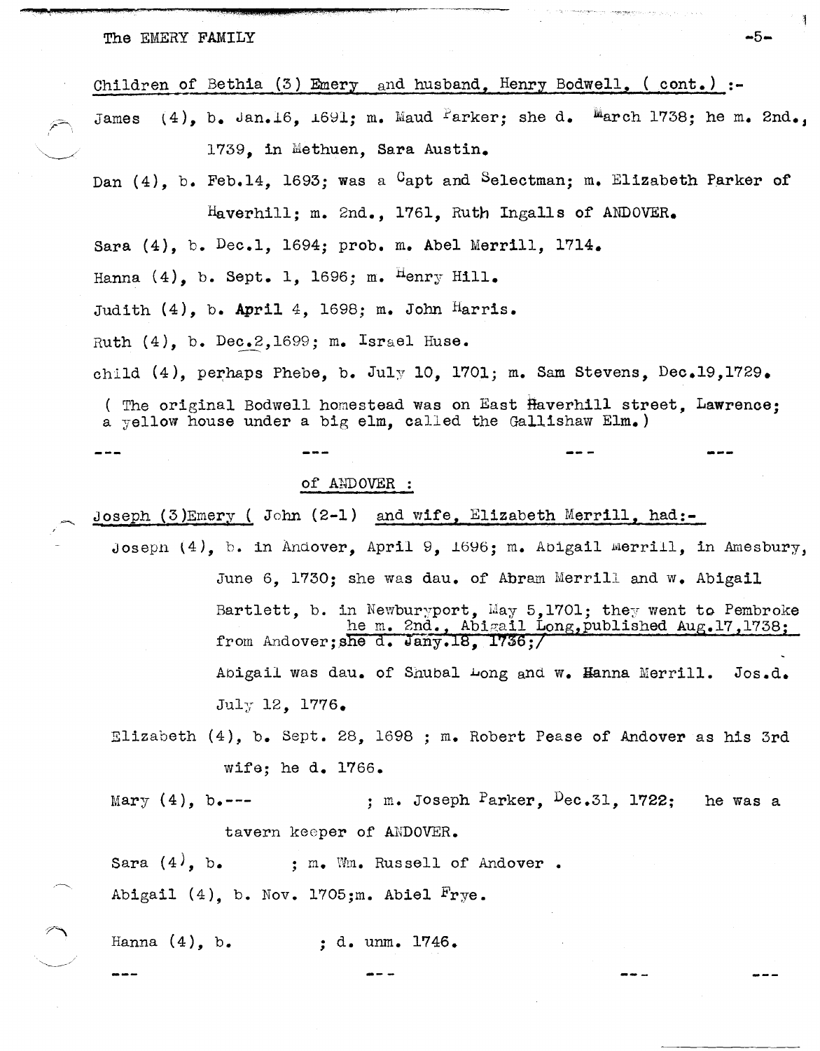Children of Bethia (3) Emery and husband, Henry Bodwell, ( cont.) :-

James (4), b. Jan.16, 1691; m. Maud Parker; she d. March 1738; he m. 2nd., 1739, in Methuen, Sara Austin.

Dan (4), b. Feb.14, 1693; was a Capt and Selectman; m. Elizabeth Parker of Haverhill; m. 2nd., 1761, Ruth Ingalls of ANDOVER.

Sara (4), b. Dec.1, 1694; prob. m. Abel Merrill, 1714.

Hanna (4), b. Sept. 1, 1696; m. Henry Hill.

Judith (4), b. April 4, 1698; m. John Harris.

Ruth (4), b. Dec.2,1699; m. Israel Huse.

child (4), perhaps Phebe, b. July 10, 1701; m. Sam Stevens, Dec.19,1729.

( The original Bodwell homestead was on East Haverhill street, Lawrence; a yellow house under a big elm, called the Gallishaw Elm.)

--- --- --- ---

of ANDOVER :

Joseph (3)Emery ( John (2-1) and wife, Elizabeth Merrill, had:-

Joseph (4), b. in Andover, April 9, 1696; m. Abigail Merrill, in Amesbury, June 6, 1730; she was dau. of Abram Merrill and w. Abigail Bartlett, b. in Newburyport, May 5,1701; they went to Pembroke from Andover; she d. Jany.18, 1736;/ he m. 2nd., Abigail Long,published Aug.17,1738; Abigail was dau. of Shubal Long and w. Hanna Merrill. Jos.d. July 12, 1776.

Elizabeth (4), b. Sept. 28, 1698 ; m. Robert Pease of Andover as his 3rd wife; he d. 1766.

Mary (4), b.--- ; m. Joseph Parker, Dec.31, 1722; he was a tavern keeper of ANDOVER.

Sara (4), b. ; m. Wm. Russell of Andover .

Abigail (4), b. Nov. 1705;m. Abiel Frye.

Hanna (4), b. ; d. unm. 1746.

--- --- --- ---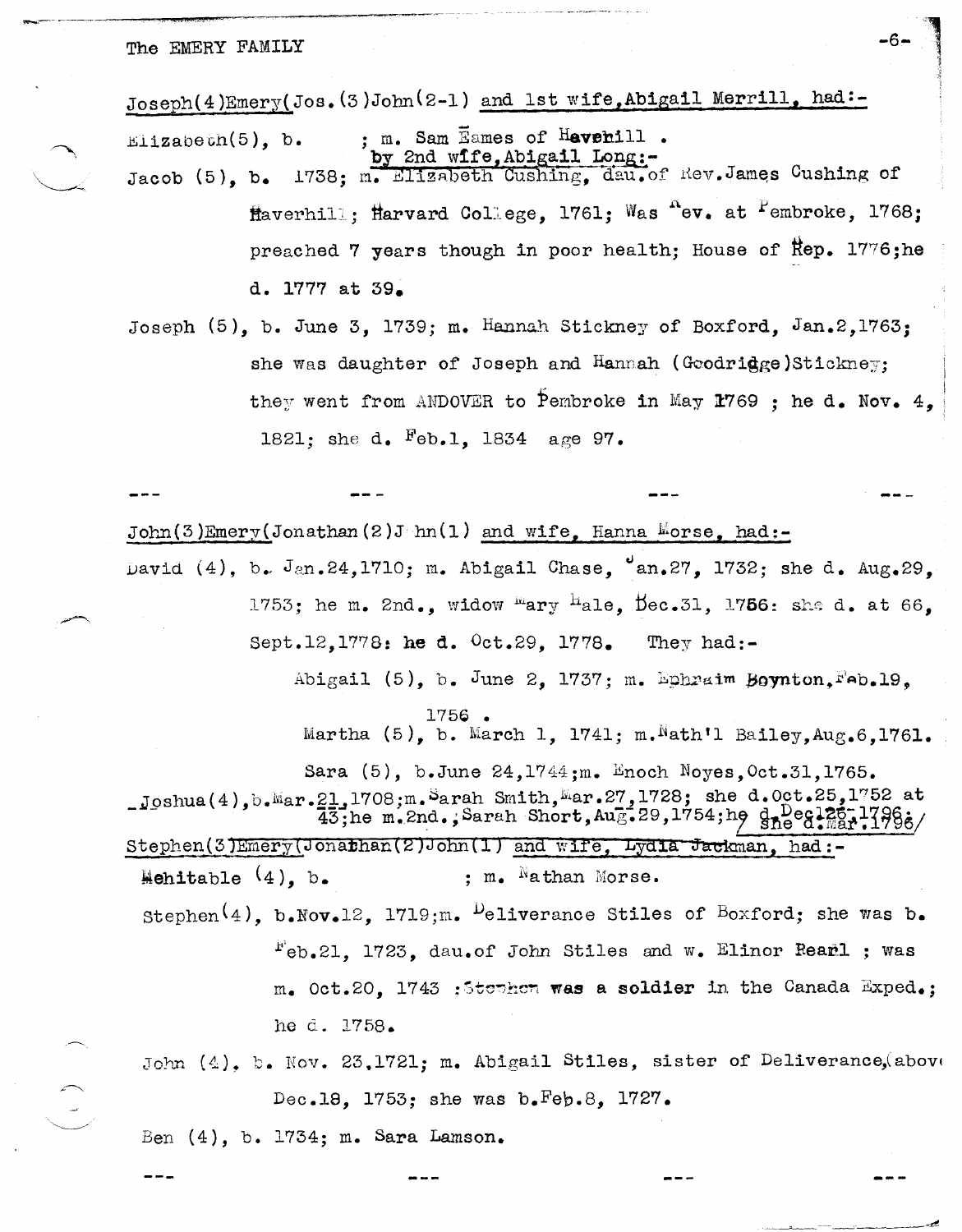Joseph(4)Emery(Jos.(3)John(2-1) and 1st wife, Abigail Merrill, had:-

Elizabeth(5), b. ; m. Sam Eames of Haverhill .

by 2nd wife, Abigail Long:-

Jacob (5), b. 1738; m. Elizabeth Cushing, dau. of Rev. James Cushing of Haverhill; Harvard College, 1761; Was Rev. at Pembroke, 1768; preached 7 years though in poor health; House of Rep. 1776; he d. 1777 at 39.

Joseph (5), b. June 3, 1739; m. Hannah Stickney of Boxford, Jan.2,1763; she was daughter of Joseph and Hannah (Goodridge) Stickney; they went from ANDOVER to Pembroke in May 1769 ; he d. Nov. 4, 1821; she d. Feb.1, 1834 age 97.

--- --- --- ---

John(3)Emery(Jonathan(2)John(1) and wife, Hanna Morse, had:-

David (4), b. Jan.24,1710; m. Abigail Chase, Jan.27, 1732; she d. Aug.29, 1753; he m. 2nd., widow Mary Hale, Dec.31, 1756: she d. at 66, Sept.12,1778: he d. Oct.29, 1778. They had:-

Abigail (5), b. June 2, 1737; m. Ephraim Boynton, Feb.19, 1756 .

Martha (5), b. March 1, 1741; m. Nath'l Bailey, Aug.6,1761.

Sara (5), b. June 24,1744; m. Enoch Noyes, Oct.31,1765.

Joshua(4), b. Mar.21,1708; m. Sarah Smith, Mar.27,1728; she d. Oct.25,1752 at 43; he m. 2nd., Sarah Short, Aug.29,1754; he d. Dec.25,1796; she d. Mar.1796/

Stephen(3)Emery(Jonathan(2)John(1) and wife, Lydia Jackman, had:-

Mehitable (4), b. ; m. Nathan Morse.

Stephen(4), b. Nov.12, 1719; m. Deliverance Stiles of Boxford; she was b. Feb.21, 1723, dau. of John Stiles and w. Elinor Pearl ; was m. Oct.20, 1743 ; Stephen was a soldier in the Canada Exped.; he d. 1758.

John (4), b. Nov. 23,1721; m. Abigail Stiles, sister of Deliverance,(above) Dec.18, 1753; she was b. Feb.8, 1727.

Ben (4), b. 1734; m. Sara Lamson.

--- --- --- ---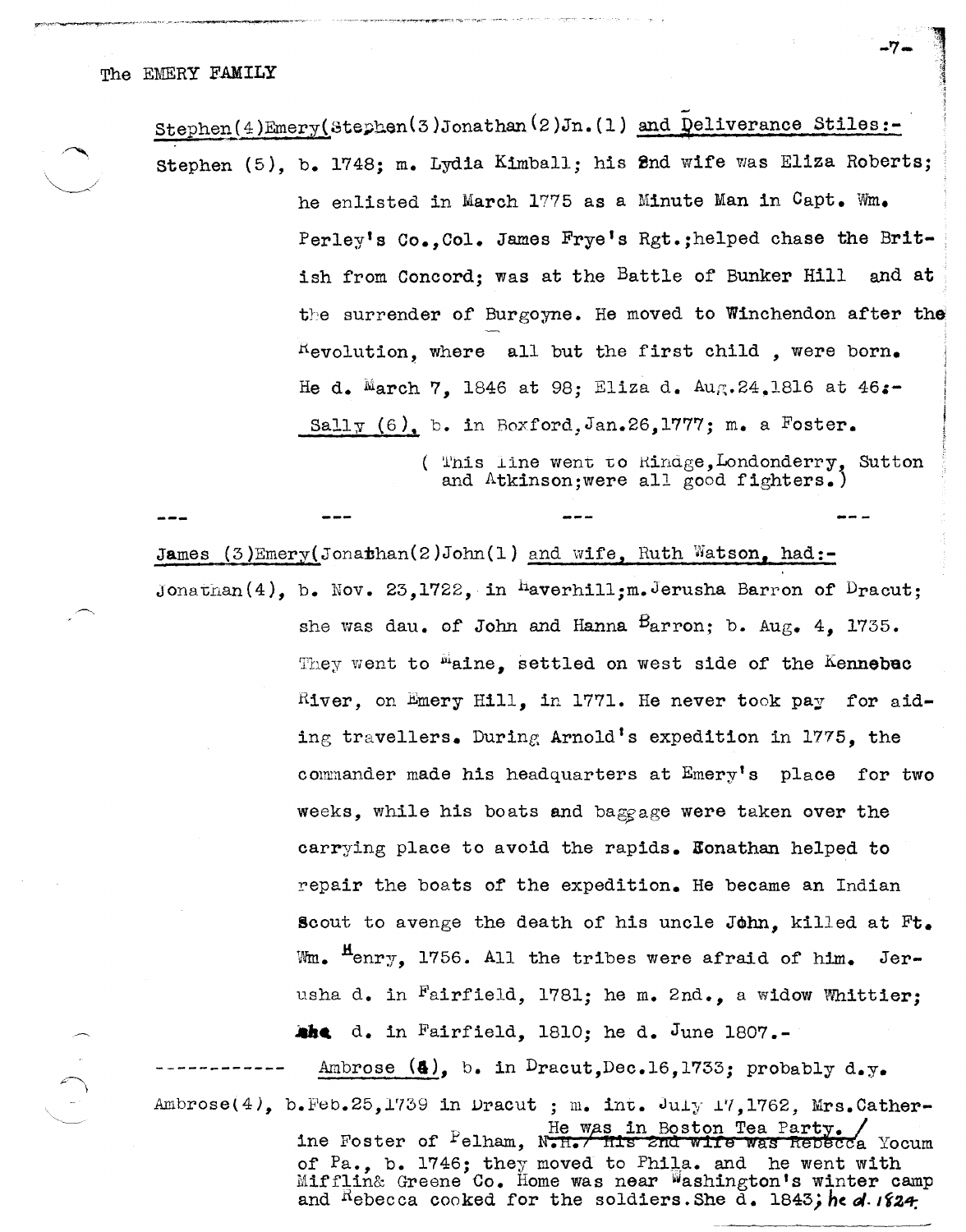The EMERY FAMILY

Stephen(4)Emery(Stephen(3)Jonathan(2)Jn.(1) and Deliverance Stiles:-

Stephen (5), b. 1748; m. Lydia Kimball; his 2nd wife was Eliza Roberts; he enlisted in March 1775 as a Minute Man in Capt. Wm. Perley's Co.,Col. James Frye's Rgt.;helped chase the British from Concord; was at the Battle of Bunker Hill and at the surrender of Burgoyne. He moved to Winchendon after the Revolution, where all but the first child , were born. He d. March 7, 1846 at 98; Eliza d. Aug.24.1816 at 46;-

Sally (6), b. in Boxford,Jan.26,1777; m. a Foster.

( This line went to Rindge,Londonderry, Sutton and Atkinson;were all good fighters.)

--- --- --- ---

James (3)Emery(Jonathan(2)John(1) and wife, Ruth Watson, had:-

Jonathan(4), b. Nov. 23,1722, in Haverhill;m.Jerusha Barron of Dracut; she was dau. of John and Hanna Barron; b. Aug. 4, 1735. They went to Maine, settled on west side of the Kennebec River, on Emery Hill, in 1771. He never took pay for aiding travellers. During Arnold's expedition in 1775, the commander made his headquarters at Emery's place for two weeks, while his boats and baggage were taken over the carrying place to avoid the rapids. Jonathan helped to repair the boats of the expedition. He became an Indian Scout to avenge the death of his uncle John, killed at Ft. Wm. Henry, 1756. All the tribes were afraid of him. Jerusha d. in Fairfield, 1781; he m. 2nd., a widow Whittier; she d. in Fairfield, 1810; he d. June 1807.-

------------ Ambrose (4), b. in Dracut,Dec.16,1733; probably d.y.

Ambrose(4), b.Feb.25,1739 in Dracut ; m. int. July 17,1762, Mrs.Catherine Foster of Pelham, ~~N.H./ His 2nd wife was~~ He was in Boston Tea Party. / Rebecca Yocum of Pa., b. 1746; they moved to Phila. and he went with Mifflin& Greene Co. Home was near Washington's winter camp and Rebecca cooked for the soldiers.She d. 1843; he d. 1824.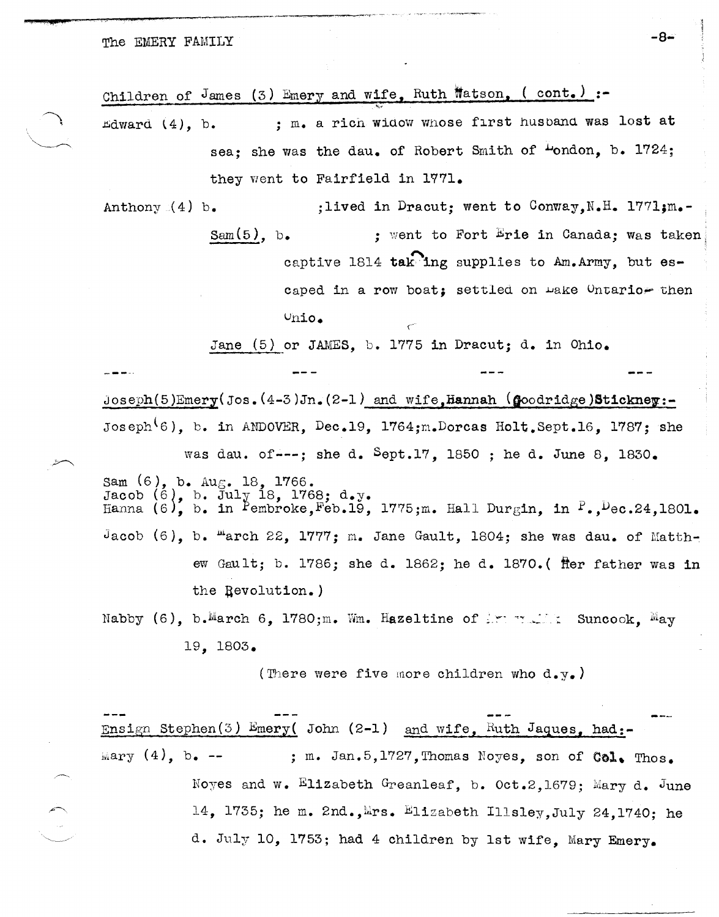Children of James (3) Emery and wife, Ruth Watson, ( cont. ) :-

Edward (4), b. ; m. a rich widow whose first husband was lost at sea; she was the dau. of Robert Smith of London, b. 1724; they went to Fairfield in 1771.

Anthony (4) b. ;lived in Dracut; went to Conway,N.H. 1771;m.-

Sam(5), b. ; went to Fort Erie in Canada; was taken captive 1814 taking supplies to Am.Army, but escaped in a row boat; settled on Lake Ontario- then Ohio.

Jane (5) or JAMES, b. 1775 in Dracut; d. in Ohio.

--- --- --- ---

Joseph(5)Emery(Jos.(4-3)Jn.(2-1) and wife,Hannah (Goodridge)Stickney:-

Joseph(6), b. in ANDOVER, Dec.19, 1764;m.Dorcas Holt,Sept.16, 1787; she was dau. of---; she d. Sept.17, 1850 ; he d. June 8, 1830.

Sam (6), b. Aug. 18, 1766.
Jacob (6), b. July 18, 1768; d.y.
Hanna (6), b. in Pembroke,Feb.19, 1775;m. Hall Durgin, in P.,Dec.24,1801.

Jacob (6), b. March 22, 1777; m. Jane Gault, 1804; she was dau. of Matthew Gault; b. 1786; she d. 1862; he d. 1870.( Her father was in the Revolution.)

Nabby (6), b.March 6, 1780;m. Wm. Hazeltine of ... Suncook, May 19, 1803.

(There were five more children who d.y.)

--- --- --- ---

Ensign Stephen(3) Emery( John (2-1) and wife, Ruth Jaques, had:-

Mary (4), b. -- ; m. Jan.5,1727,Thomas Noyes, son of Col. Thos. Noyes and w. Elizabeth Greanleaf, b. Oct.2,1679; Mary d. June 14, 1735; he m. 2nd.,Mrs. Elizabeth Illsley,July 24,1740; he d. July 10, 1753; had 4 children by 1st wife, Mary Emery.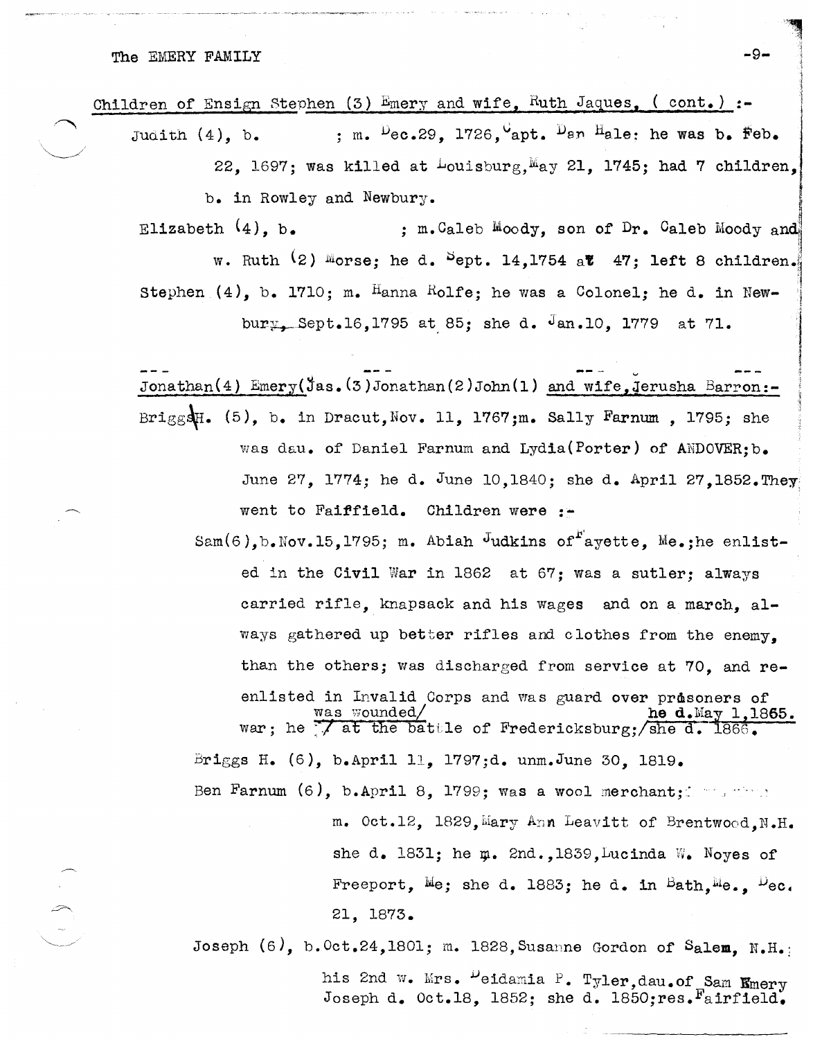Children of Ensign Stephen (3) Emery and wife, Ruth Jaques, ( cont.) :-

Judith (4), b. ; m. Dec.29, 1726, Capt. Dan Hale; he was b. Feb. 22, 1697; was killed at Louisburg, May 21, 1745; had 7 children, b. in Rowley and Newbury.

Elizabeth (4), b. ; m. Caleb Moody, son of Dr. Caleb Moody and w. Ruth (2) Morse; he d. Sept. 14,1754 at 47; left 8 children.

Stephen (4), b. 1710; m. Hanna Rolfe; he was a Colonel; he d. in Newbury, Sept.16,1795 at 85; she d. Jan.10, 1779 at 71.

Jonathan(4) Emery(Jas.(3)Jonathan(2)John(1) and wife, Jerusha Barron:-

BriggsH. (5), b. in Dracut, Nov. 11, 1767; m. Sally Farnum , 1795; she was dau. of Daniel Farnum and Lydia(Porter) of ANDOVER; b. June 27, 1774; he d. June 10,1840; she d. April 27,1852. They went to Faiffield. Children were :-

Sam(6), b. Nov.15,1795; m. Abiah Judkins of Fayette, Me.; he enlisted in the Civil War in 1862 at 67; was a sutler; always carried rifle, knapsack and his wages and on a march, always gathered up better rifles and clothes from the enemy, than the others; was discharged from service at 70, and re-enlisted in Invalid Corps and was guard over prisoners of war; he was wounded/ at the battle of Fredericksburg;/ he d. May 1,1865. she d. 1866.

Briggs H. (6), b. April 11, 1797; d. unm. June 30, 1819.

Ben Farnum (6), b. April 8, 1799; was a wool merchant; m. Oct.12, 1829, Mary Ann Leavitt of Brentwood, N.H. she d. 1831; he m. 2nd., 1839, Lucinda W. Noyes of Freeport, Me; she d. 1883; he d. in Bath, Me., Dec. 21, 1873.

Joseph (6), b. Oct.24,1801; m. 1828, Susanne Gordon of Salem, N.H.; his 2nd w. Mrs. Deidamia P. Tyler, dau. of Sam Emery Joseph d. Oct.18, 1852; she d. 1850; res. Fairfield.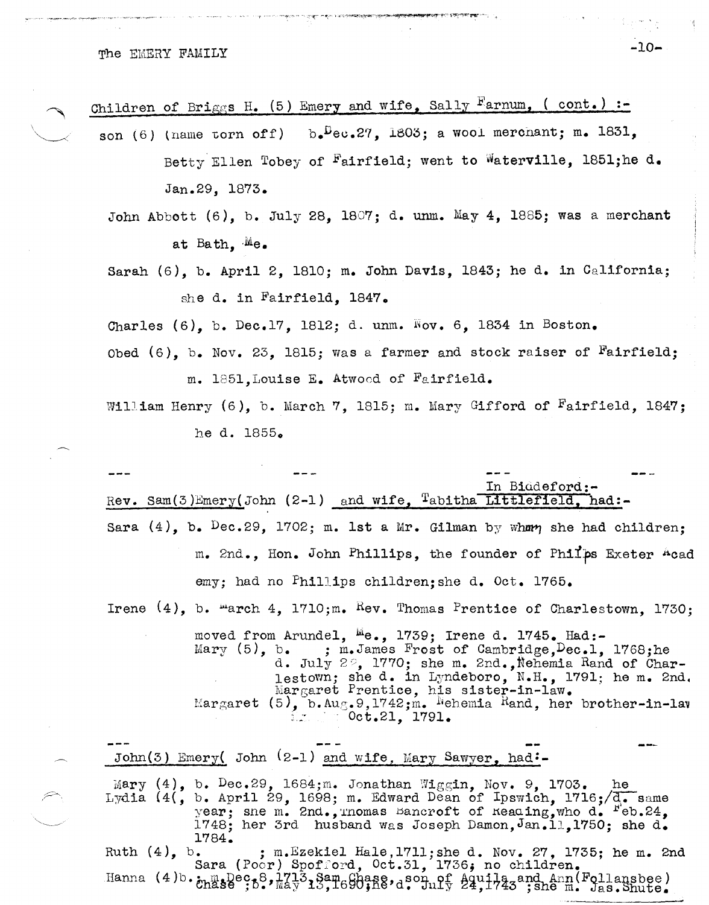Children of Briggs H. (5) Emery and wife, Sally Farnum, ( cont.) :-

son (6) (name torn off) b. Dec.27, 1803; a wool merchant; m. 1831, Betty Ellen Tobey of Fairfield; went to Waterville, 1851;he d. Jan.29, 1873.

John Abbott (6), b. July 28, 1807; d. unm. May 4, 1885; was a merchant at Bath, Me.

Sarah (6), b. April 2, 1810; m. John Davis, 1843; he d. in California; she d. in Fairfield, 1847.

Charles (6), b. Dec.17, 1812; d. unm. Nov. 6, 1834 in Boston.

Obed (6), b. Nov. 23, 1815; was a farmer and stock raiser of Fairfield; m. 1851,Louise E. Atwood of Fairfield.

William Henry (6), b. March 7, 1815; m. Mary Gifford of Fairfield, 1847; he d. 1855.

--- --- --- ---

In Biddeford:-

Rev. Sam(3)Emery(John (2-1) and wife, Tabitha Littlefield, had:-

Sara (4), b. Dec.29, 1702; m. 1st a Mr. Gilman by whom she had children; m. 2nd., Hon. John Phillips, the founder of Philips Exeter Acad emy; had no Phillips children;she d. Oct. 1765.

Irene (4), b. March 4, 1710;m. Rev. Thomas Prentice of Charlestown, 1730; moved from Arundel, Me., 1739; Irene d. 1745. Had:-

Mary (5), b. ; m.James Frost of Cambridge,Dec.1, 1768;he d. July 2?, 1770; she m. 2nd., Nehemia Rand of Charlestown; she d. in Lyndeboro, N.H., 1791; he m. 2nd, Margaret Prentice, his sister-in-law.

Margaret (5), b.Aug.9,1742;m. Nehemia Rand, her brother-in-law Oct.21, 1791.

--- --- -- ---

John(3) Emery( John (2-1) and wife, Mary Sawyer, had:-

Mary (4), b. Dec.29, 1684;m. Jonathan Wiggin, Nov. 9, 1703.

Lydia (4), b. April 29, 1698; m. Edward Dean of Ipswich, 1716;he d. same year; she m. 2nd.,Thomas Bancroft of Reading,who d. Feb.24, 1748; her 3rd husband was Joseph Damon,Jan.11,1750; she d. 1784.

Ruth (4), b. ; m.Ezekiel Hale,1711;she d. Nov. 27, 1735; he m. 2nd Sara (Poor) Spofford, Oct.31, 1736; no children.

Hanna (4)b. ; m.Dec.8,1713,Sam Chase, son of Aquila and Ann(Follansbee) Chase ;b. May 13,1690;he d. July 24,1743 ;she m. Jas.Shute.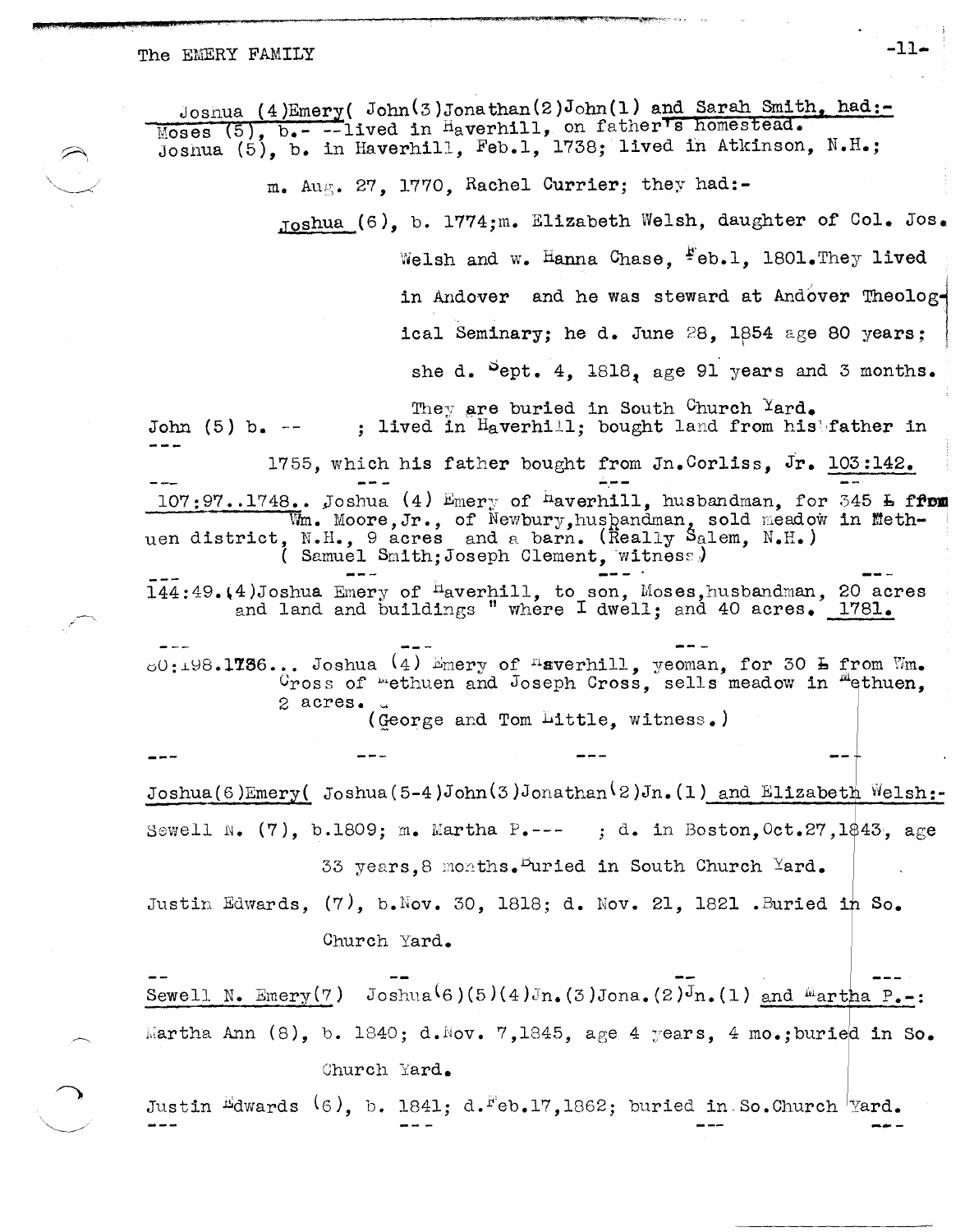Joshua (4)Emery( John(3)Jonathan(2)John(1) and Sarah Smith, had:-
Moses (5), b.- --lived in Haverhill, on father's homestead.
Joshua (5), b. in Haverhill, Feb.1, 1738; lived in Atkinson, N.H.;

m. Aug. 27, 1770, Rachel Currier; they had:-

Joshua (6), b. 1774;m. Elizabeth Welsh, daughter of Col. Jos. Welsh and w. Hanna Chase, Feb.1, 1801.They lived in Andover and he was steward at Andover Theological Seminary; he d. June 28, 1854 age 80 years; she d. Sept. 4, 1818, age 91 years and 3 months.

They are buried in South Church Yard.

John (5) b. -- ; lived in Haverhill; bought land from his father in 1755, which his father bought from Jn.Corliss, Jr. 103:142.

---

107:97..1748.. Joshua (4) Emery of Haverhill, husbandman, for 345 £ from Wm. Moore,Jr., of Newbury,husbandman, sold meadow in Methuen district, N.H., 9 acres and a barn. (Really Salem, N.H.)
( Samuel Smith;Joseph Clement, witness.)

---

144:49.(4)Joshua Emery of Haverhill, to son, Moses,husbandman, 20 acres and land and buildings " where I dwell; and 40 acres. 1781.

---

80:198.1736... Joshua (4) Emery of Haverhill, yeoman, for 30 £ from Wm. Cross of Methuen and Joseph Cross, sells meadow in Methuen, 2 acres.
(George and Tom Little, witness.)

---

Joshua(6)Emery( Joshua(5-4)John(3)Jonathan(2)Jn.(1) and Elizabeth Welsh:-

Sewell N. (7), b.1809; m. Martha P.--- ; d. in Boston,Oct.27,1843, age 33 years,8 months.Buried in South Church Yard.

Justin Edwards, (7), b.Nov. 30, 1818; d. Nov. 21, 1821 .Buried in So. Church Yard.

---

Sewell N. Emery(7) Joshua(6)(5)(4)Jn.(3)Jona.(2)Jn.(1) and Martha P.-:

Martha Ann (8), b. 1840; d.Nov. 7,1845, age 4 years, 4 mo.;buried in So. Church Yard.

Justin Edwards (6), b. 1841; d.Feb.17,1862; buried in So.Church Yard.

---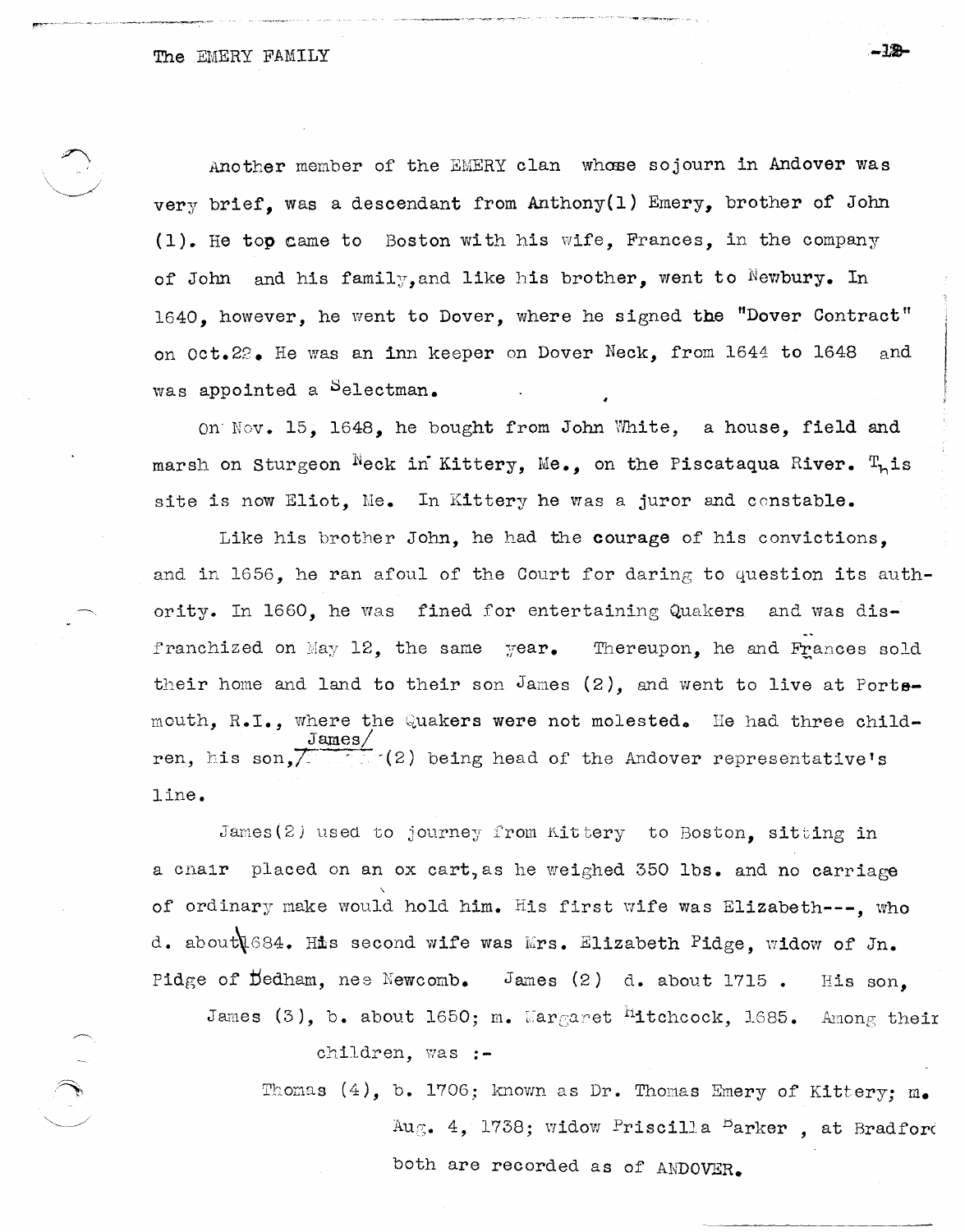Another member of the EMERY clan whose sojourn in Andover was very brief, was a descendant from Anthony(1) Emery, brother of John (1). He top came to Boston with his wife, Frances, in the company of John and his family, and like his brother, went to Newbury. In 1640, however, he went to Dover, where he signed the "Dover Contract" on Oct.22. He was an inn keeper on Dover Neck, from 1644 to 1648 and was appointed a Selectman.

On Nov. 15, 1648, he bought from John White, a house, field and marsh on Sturgeon Neck in Kittery, Me., on the Piscataqua River. This site is now Eliot, Me. In Kittery he was a juror and constable.

Like his brother John, he had the courage of his convictions, and in 1656, he ran afoul of the Court for daring to question its authority. In 1660, he was fined for entertaining Quakers and was disfranchized on May 12, the same year. Thereupon, he and Frances sold their home and land to their son James (2), and went to live at Portsmouth, R.I., where the Quakers were not molested. He had three children, his son, James (2) being head of the Andover representative's line.

James(2) used to journey from Kittery to Boston, sitting in a chair placed on an ox cart, as he weighed 350 lbs. and no carriage of ordinary make would hold him. His first wife was Elizabeth---, who d. about 1684. His second wife was Mrs. Elizabeth Pidge, widow of Jn. Pidge of Dedham, nee Newcomb. James (2) d. about 1715 . His son,

James (3), b. about 1650; m. Margaret Hitchcock, 1685. Among their children, was :-

Thomas (4), b. 1706; known as Dr. Thomas Emery of Kittery; m. Aug. 4, 1738; widow Priscilla Parker , at Bradford both are recorded as of ANDOVER.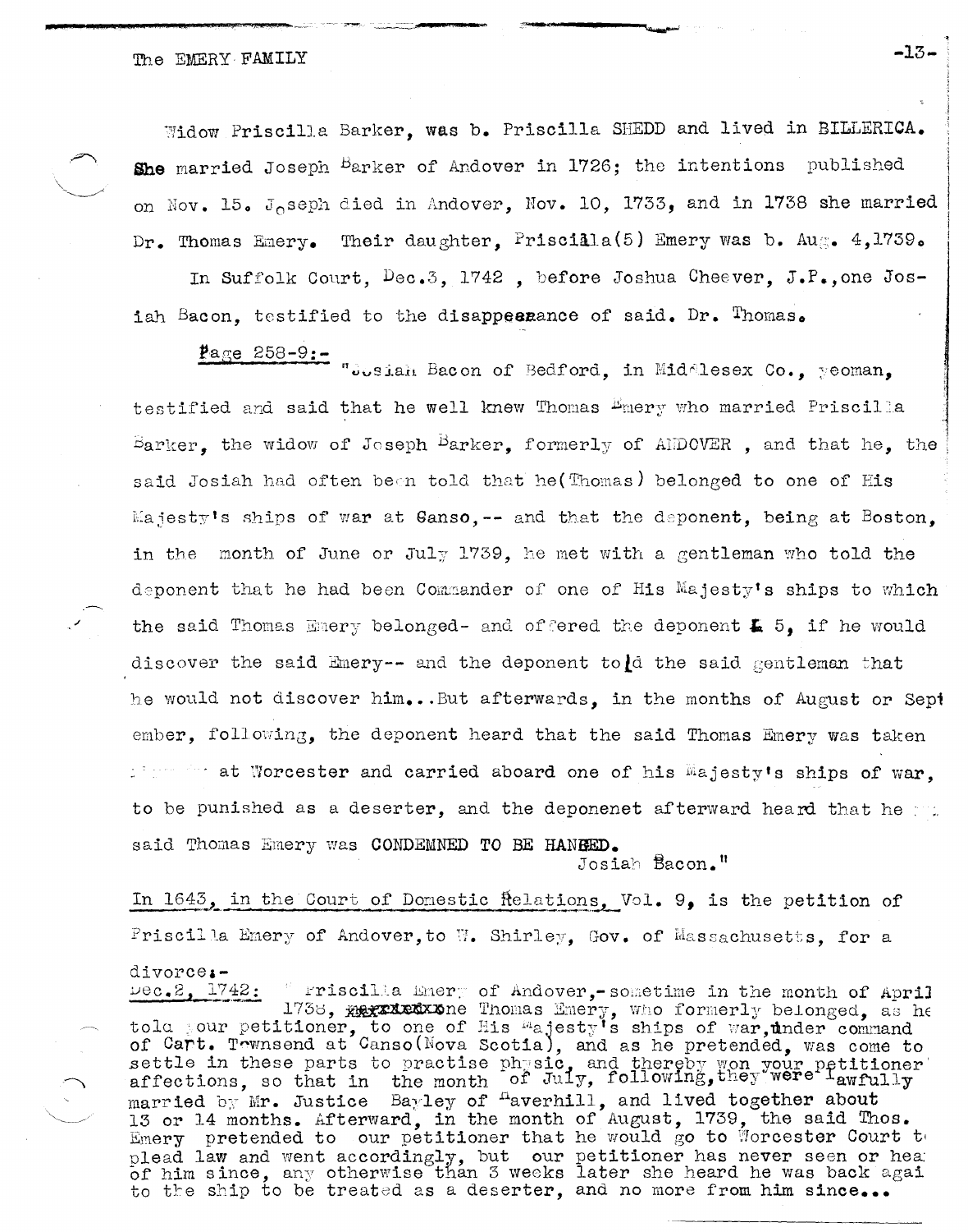Widow Priscilla Barker, was b. Priscilla SHEDD and lived in BILLERICA. She married Joseph Barker of Andover in 1726; the intentions published on Nov. 15. Joseph died in Andover, Nov. 10, 1733, and in 1738 she married Dr. Thomas Emery. Their daughter, Prisciala(5) Emery was b. Aug. 4,1739.

In Suffolk Court, Dec.3, 1742 , before Joshua Cheever, J.P.,one Josiah Bacon, testified to the disappeanance of said. Dr. Thomas.

Page 258-9:- "Josiah Bacon of Bedford, in Middlesex Co., yeoman, testified and said that he well knew Thomas Emery who married Priscilla Barker, the widow of Joseph Barker, formerly of ANDOVER , and that he, the said Josiah had often been told that he(Thomas) belonged to one of His Majesty's ships of war at Canso,-- and that the deponent, being at Boston, in the month of June or July 1739, he met with a gentleman who told the deponent that he had been Commander of one of His Majesty's ships to which the said Thomas Emery belonged- and offered the deponent £ 5, if he would discover the said Emery-- and the deponent told the said gentleman that he would not discover him...But afterwards, in the months of August or September, following, the deponent heard that the said Thomas Emery was taken ... at Worcester and carried aboard one of his Majesty's ships of war, to be punished as a deserter, and the deponenet afterward heard that he ... said Thomas Emery was CONDEMNED TO BE HANGED.

Josiah Bacon."

In 1643, in the Court of Domestic Relations, Vol. 9, is the petition of Priscilla Emery of Andover,to W. Shirley, Gov. of Massachusetts, for a divorce:-

Dec.2, 1742: Priscilla Emery of Andover,-sometime in the month of April 1738, ~~married~~ one Thomas Emery, who formerly belonged, as he told your petitioner, to one of His Majesty's ships of war,under command of Capt. Townsend at Canso(Nova Scotia), and as he pretended, was come to settle in these parts to practise physic, and thereby won your petitioner affections, so that in the month of July, following,they were lawfully married by Mr. Justice Bayley of Haverhill, and lived together about 13 or 14 months. Afterward, in the month of August, 1739, the said Thos. Emery pretended to our petitioner that he would go to Worcester Court to plead law and went accordingly, but our petitioner has never seen or hea of him since, any otherwise than 3 weeks later she heard he was back agai to the ship to be treated as a deserter, and no more from him since...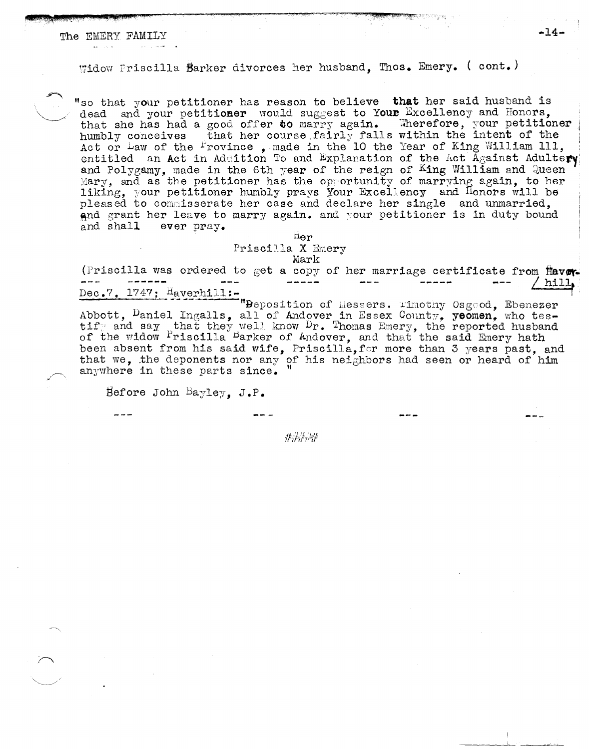Widow Priscilla Barker divorces her husband, Thos. Emery. ( cont.)

"so that your petitioner has reason to believe **that** her said husband is dead and your petitioner would suggest to Your Excellency and Honors, that she has had a good offer to marry again. Wherefore, your petitioner humbly conceives that her course fairly falls within the intent of the Act or Law of the Province , made in the 10 the Year of King William 111, entitled an Act in Addition To and Explanation of the Act Against Adultery and Polygamy, made in the 6th year of the reign of King William and Queen Mary, and as the petitioner has the opportunity of marrying again, to her liking, your petitioner humbly prays Your Excellency and Honors will be pleased to commisserate her case and declare her single and unmarried, and grant her leave to marry again. and your petitioner is in duty bound and shall ever pray.

Her
Priscilla X Emery
Mark

(Priscilla was ordered to get a copy of her marriage certificate from Haverhill)

--- ------ --- ----- --- ----- ---

Dec.7, 1747; Haverhill:-

"Deposition of Messers. Timothy Osgood, Ebenezer Abbott, Daniel Ingalls, all of Andover in Essex County, **yeomen**, who testify and say that they well know Dr. Thomas Emery, the reported husband of the widow Priscilla Barker of Andover, and that the said Emery hath been absent from his said wife, Priscilla, for more than 3 years past, and that we, the deponents nor any of his neighbors had seen or heard of him anywhere in these parts since. "

Before John Bayley, J.P.

--- --- --- ---

####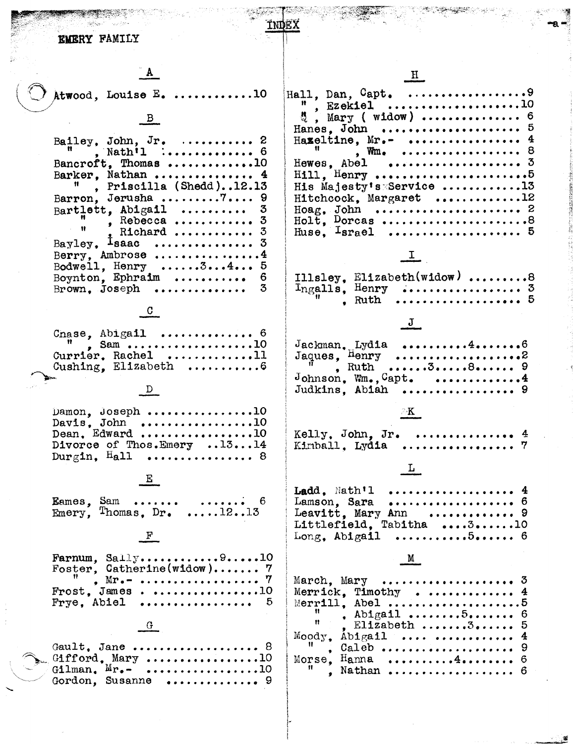# INDEX

## EMERY FAMILY

### A

Atwood, Louise E. ............10

### B

Bailey, John, Jr. ........... 2
" , Nath'l .............. 6
Bancroft, Thomas .............10
Barker, Nathan ............... 4
" , Priscilla (Shedd)..12.13
Barron, Jerusha ........7.... 9
Bartlett, Abigail .......... 3
" , Rebecca .......... 3
" , Richard ........... 3
Bayley, Isaac ............... 3
Berry, Ambrose ...............4
Bodwell, Henry .....3...4... 5
Boynton, Ephraim ........... 6
Brown, Joseph .............. 3

### C

Cnase, Abigail ............. 6
" , Sam ....................10
Currier, Rachel .............11
Cushing, Elizabeth ...........6

### D

Damon, Joseph ................10
Davis, John ..................10
Dean, Edward .................10
Divorce of Thos.Emery ..13...14
Durgin, Hall ............... 8

### E

Eames, Sam ....... ....... 6
Emery, Thomas, Dr. .....12..13

### F

Farnum, Sally...........9.....10
Foster, Catherine(widow)....... 7
" , Mr.- ................... 7
Frost, James . ................10
Frye, Abiel ................. 5

### G

Gault, Jane .................. 8
Gifford, Mary ...................10
Gilman, Mr.- .................10
Gordon, Susanne ............. 9

### H

Hall, Dan, Capt. ..................9
" , Ezekiel ....................10
" , Mary ( widow) ............... 6
Hanes, John ..................... 5
Hazeltine, Mr.- .................. 4
" , Wm. ..................... 8
Hewes, Abel ..................... 3
Hill, Henry .......................5
His Majesty's Service ............13
Hitchcock, Margaret ............12
Hoag, John ....................... 2
Holt, Dorcas .....................8
Huse, Israel ..................... 5

### I

Illsley, Elizabeth(widow) .........8
Ingalls, Henry ................... 3
" , Ruth ..................... 5

### J

Jackman, Lydia ..........4.......6
Jaques, Henry .....................2
" , Ruth ......3.....8...... 9
Johnson, Wm.,Capt. ..............4
Judkins, Abiah ................. 9

### K

Kelly, John, Jr. ............... 4
Kimball, Lydia ................. 7

### L

Ladd, Nath'l .................... 4
Lamson, Sara .................... 6
Leavitt, Mary Ann .............. 9
Littlefield, Tabitha ....3......10
Long, Abigail ...........5...... 6

### M

March, Mary ..................... 3
Merrick, Timothy . ............. 4
Merrill, Abel .....................5
" , Abigail ........5....... 6
" , Elizabeth .......3..... 5
Moody, Abigail .... ............ 4
" , Caleb ..................... 9
Morse, Hanna ..........4........ 6
" , Nathan .................... 6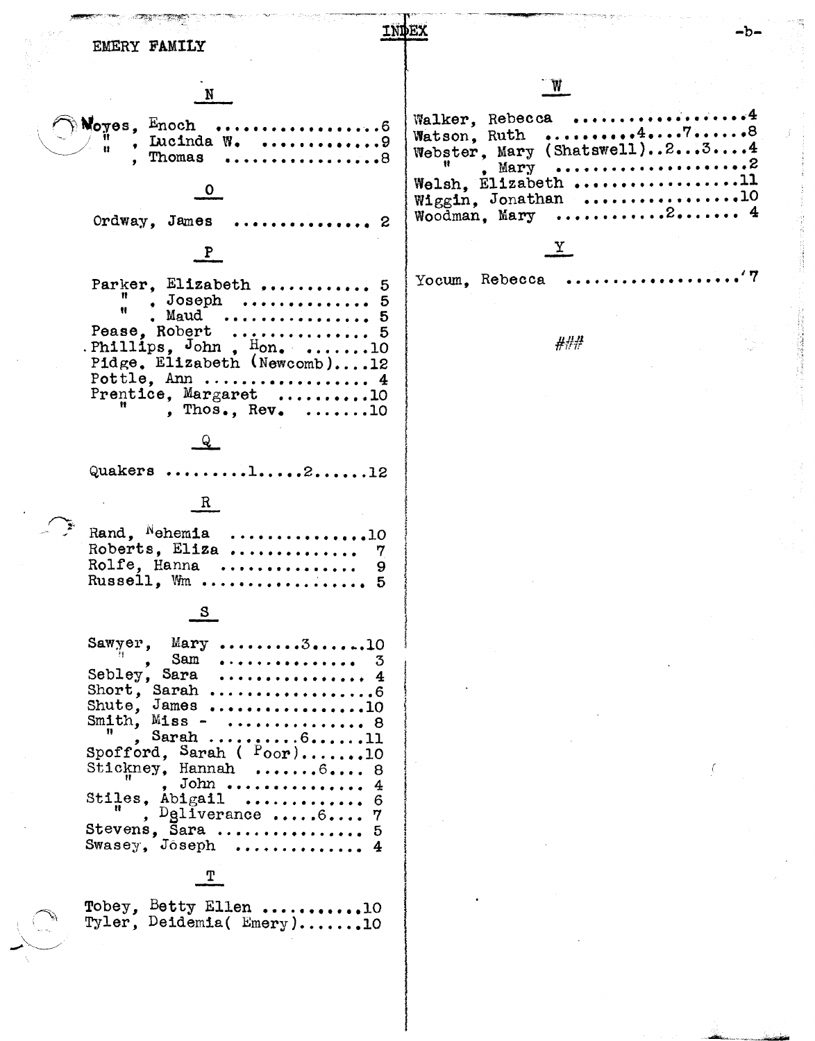EMERY FAMILY

# INDEX

## N

Noyes, Enoch ..................6
" , Lucinda W. ..............9
" , Thomas ...................8

## O

Ordway, James .............. 2

## P

Parker, Elizabeth ........... 5
" , Joseph ............. 5
" , Maud ................ 5
Pease, Robert ............... 5
Phillips, John , Hon. .......10
Pidge, Elizabeth (Newcomb)....12
Pottle, Ann ................. 4
Prentice, Margaret ..........10
" , Thos., Rev. .......10

## Q

Quakers .........1.....2......12

## R

Rand, Nehemia ..............10
Roberts, Eliza .............. 7
Rolfe, Hanna ................ 9
Russell, Wm ................. 5

## S

Sawyer, Mary .........3......10
" , Sam ............... 3
Sebley, Sara ................ 4
Short, Sarah ..................6
Shute, James ..................10
Smith, Miss - ............... 8
" , Sarah .........6......11
Spofford, Sarah ( Poor).......10
Stickney, Hannah .......6.... 8
" , John ............... 4
Stiles, Abigail ............ 6
" , Deliverance .....6.... 7
Stevens, Sara ............... 5
Swasey, Joseph .............. 4

## T

Tobey, Betty Ellen ...........10
Tyler, Deidemia( Emery).......10

## W

Walker, Rebecca ..................4
Watson, Ruth ..........4....7......8
Webster, Mary (Shatswell)..2...3....4
" , Mary ......................2
Welsh, Elizabeth ..................11
Wiggin, Jonathan ..................10
Woodman, Mary ...........2....... 4

## Y

Yocum, Rebecca ...................7

###